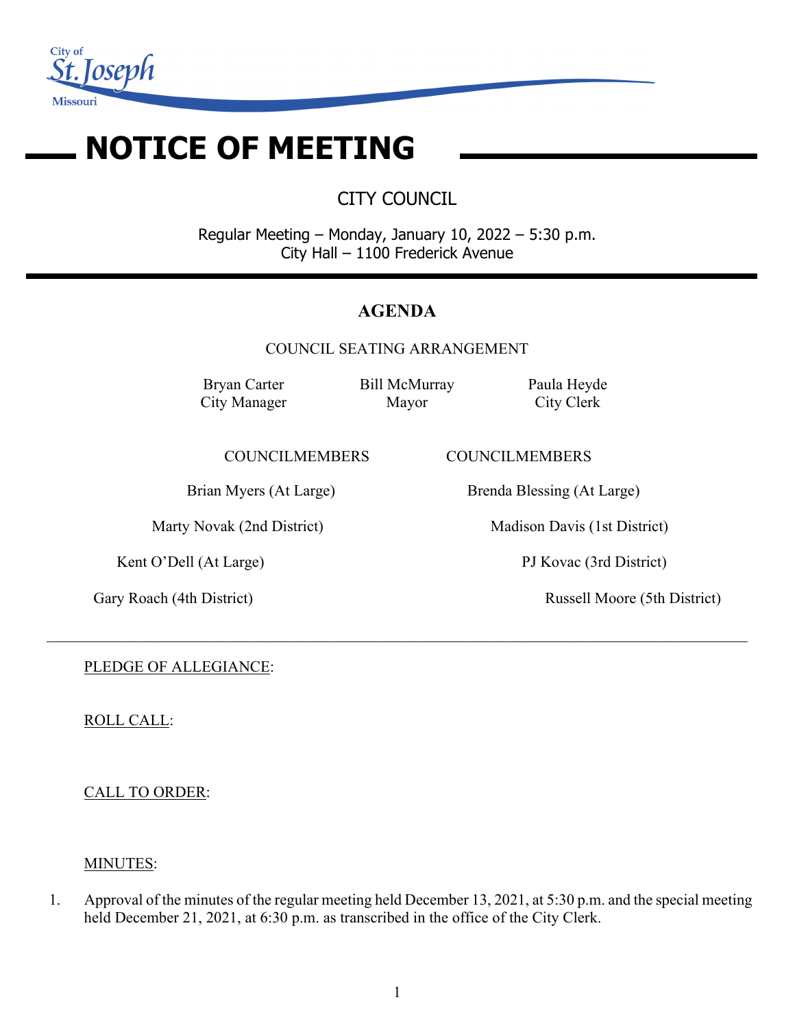City of St. Joseph Missouri

# NOTICE OF MEETING

## CITY COUNCIL

Regular Meeting – Monday, January 10, 2022 – 5:30 p.m.
City Hall – 1100 Frederick Avenue

## AGENDA

COUNCIL SEATING ARRANGEMENT

| Bryan Carter | Bill McMurray | Paula Heyde |
|---|---|---|
| City Manager | Mayor | City Clerk |

| COUNCILMEMBERS | COUNCILMEMBERS |
|---|---|
| Brian Myers (At Large) | Brenda Blessing (At Large) |
| Marty Novak (2nd District) | Madison Davis (1st District) |
| Kent O'Dell (At Large) | PJ Kovac (3rd District) |
| Gary Roach (4th District) | Russell Moore (5th District) |

---

PLEDGE OF ALLEGIANCE:

ROLL CALL:

CALL TO ORDER:

MINUTES:

1. Approval of the minutes of the regular meeting held December 13, 2021, at 5:30 p.m. and the special meeting held December 21, 2021, at 6:30 p.m. as transcribed in the office of the City Clerk.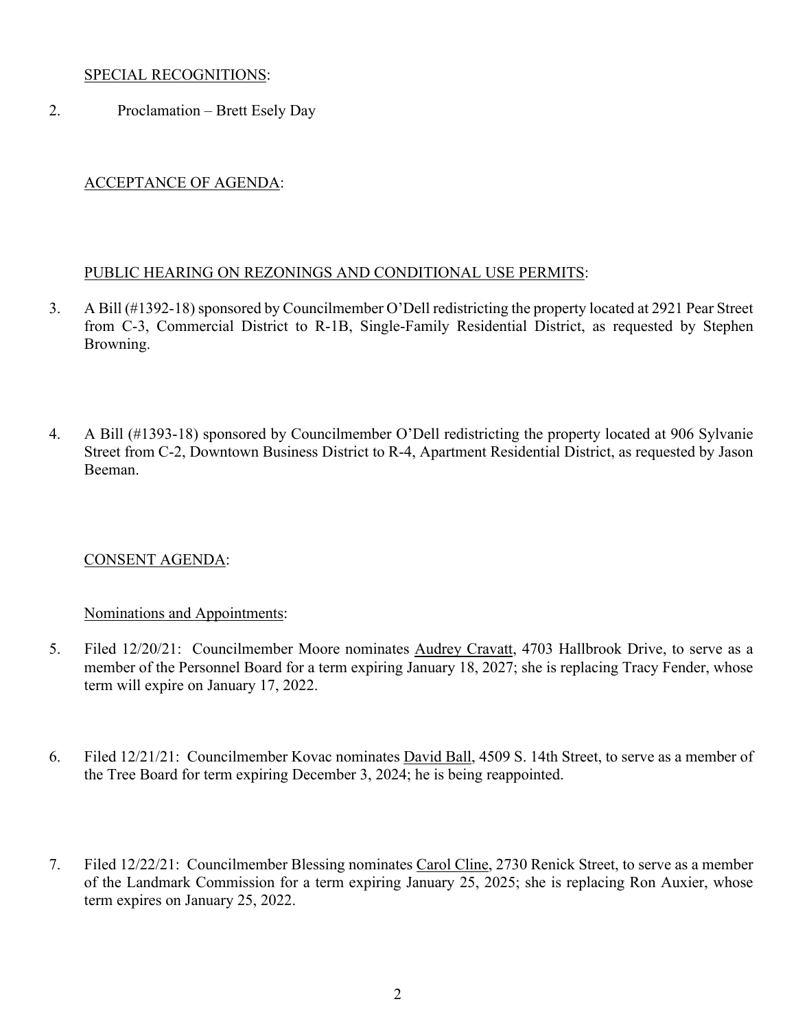<u>SPECIAL RECOGNITIONS</u>:

2. Proclamation – Brett Esely Day

<u>ACCEPTANCE OF AGENDA</u>:

<u>PUBLIC HEARING ON REZONINGS AND CONDITIONAL USE PERMITS</u>:

3. A Bill (#1392-18) sponsored by Councilmember O'Dell redistricting the property located at 2921 Pear Street from C-3, Commercial District to R-1B, Single-Family Residential District, as requested by Stephen Browning.

4. A Bill (#1393-18) sponsored by Councilmember O'Dell redistricting the property located at 906 Sylvanie Street from C-2, Downtown Business District to R-4, Apartment Residential District, as requested by Jason Beeman.

<u>CONSENT AGENDA</u>:

<u>Nominations and Appointments</u>:

5. Filed 12/20/21: Councilmember Moore nominates <u>Audrey Cravatt</u>, 4703 Hallbrook Drive, to serve as a member of the Personnel Board for a term expiring January 18, 2027; she is replacing Tracy Fender, whose term will expire on January 17, 2022.

6. Filed 12/21/21: Councilmember Kovac nominates <u>David Ball</u>, 4509 S. 14th Street, to serve as a member of the Tree Board for term expiring December 3, 2024; he is being reappointed.

7. Filed 12/22/21: Councilmember Blessing nominates <u>Carol Cline</u>, 2730 Renick Street, to serve as a member of the Landmark Commission for a term expiring January 25, 2025; she is replacing Ron Auxier, whose term expires on January 25, 2022.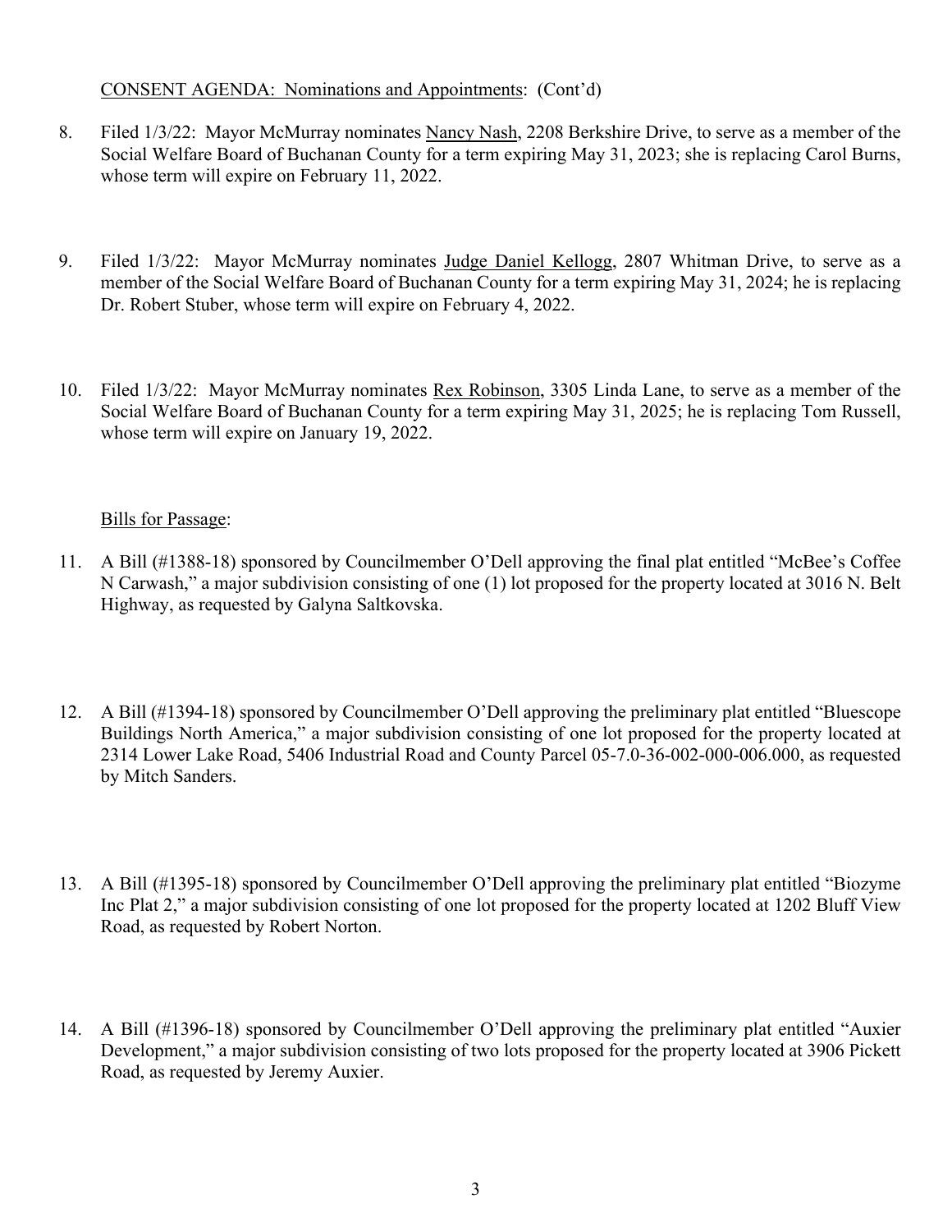CONSENT AGENDA: Nominations and Appointments: (Cont'd)

8. Filed 1/3/22: Mayor McMurray nominates Nancy Nash, 2208 Berkshire Drive, to serve as a member of the Social Welfare Board of Buchanan County for a term expiring May 31, 2023; she is replacing Carol Burns, whose term will expire on February 11, 2022.

9. Filed 1/3/22: Mayor McMurray nominates Judge Daniel Kellogg, 2807 Whitman Drive, to serve as a member of the Social Welfare Board of Buchanan County for a term expiring May 31, 2024; he is replacing Dr. Robert Stuber, whose term will expire on February 4, 2022.

10. Filed 1/3/22: Mayor McMurray nominates Rex Robinson, 3305 Linda Lane, to serve as a member of the Social Welfare Board of Buchanan County for a term expiring May 31, 2025; he is replacing Tom Russell, whose term will expire on January 19, 2022.

Bills for Passage:

11. A Bill (#1388-18) sponsored by Councilmember O'Dell approving the final plat entitled "McBee's Coffee N Carwash," a major subdivision consisting of one (1) lot proposed for the property located at 3016 N. Belt Highway, as requested by Galyna Saltkovska.

12. A Bill (#1394-18) sponsored by Councilmember O'Dell approving the preliminary plat entitled "Bluescope Buildings North America," a major subdivision consisting of one lot proposed for the property located at 2314 Lower Lake Road, 5406 Industrial Road and County Parcel 05-7.0-36-002-000-006.000, as requested by Mitch Sanders.

13. A Bill (#1395-18) sponsored by Councilmember O'Dell approving the preliminary plat entitled "Biozyme Inc Plat 2," a major subdivision consisting of one lot proposed for the property located at 1202 Bluff View Road, as requested by Robert Norton.

14. A Bill (#1396-18) sponsored by Councilmember O'Dell approving the preliminary plat entitled "Auxier Development," a major subdivision consisting of two lots proposed for the property located at 3906 Pickett Road, as requested by Jeremy Auxier.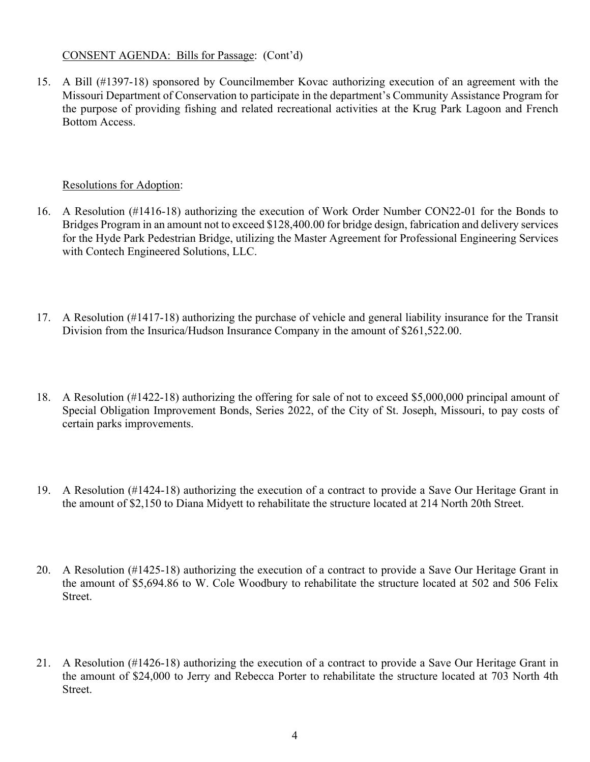CONSENT AGENDA: Bills for Passage: (Cont'd)

15. A Bill (#1397-18) sponsored by Councilmember Kovac authorizing execution of an agreement with the Missouri Department of Conservation to participate in the department's Community Assistance Program for the purpose of providing fishing and related recreational activities at the Krug Park Lagoon and French Bottom Access.

Resolutions for Adoption:

16. A Resolution (#1416-18) authorizing the execution of Work Order Number CON22-01 for the Bonds to Bridges Program in an amount not to exceed $128,400.00 for bridge design, fabrication and delivery services for the Hyde Park Pedestrian Bridge, utilizing the Master Agreement for Professional Engineering Services with Contech Engineered Solutions, LLC.

17. A Resolution (#1417-18) authorizing the purchase of vehicle and general liability insurance for the Transit Division from the Insurica/Hudson Insurance Company in the amount of $261,522.00.

18. A Resolution (#1422-18) authorizing the offering for sale of not to exceed $5,000,000 principal amount of Special Obligation Improvement Bonds, Series 2022, of the City of St. Joseph, Missouri, to pay costs of certain parks improvements.

19. A Resolution (#1424-18) authorizing the execution of a contract to provide a Save Our Heritage Grant in the amount of $2,150 to Diana Midyett to rehabilitate the structure located at 214 North 20th Street.

20. A Resolution (#1425-18) authorizing the execution of a contract to provide a Save Our Heritage Grant in the amount of $5,694.86 to W. Cole Woodbury to rehabilitate the structure located at 502 and 506 Felix Street.

21. A Resolution (#1426-18) authorizing the execution of a contract to provide a Save Our Heritage Grant in the amount of $24,000 to Jerry and Rebecca Porter to rehabilitate the structure located at 703 North 4th Street.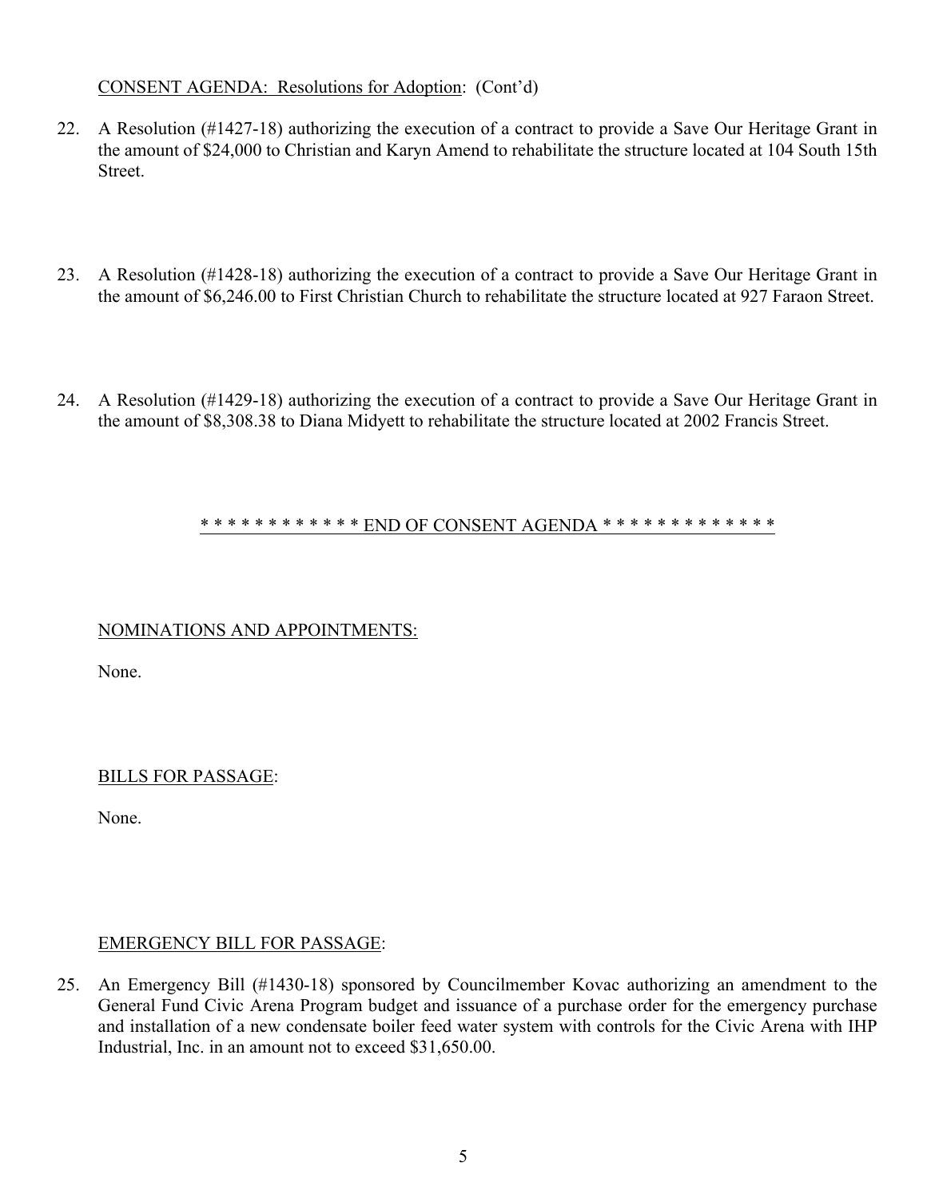CONSENT AGENDA: Resolutions for Adoption: (Cont'd)

22. A Resolution (#1427-18) authorizing the execution of a contract to provide a Save Our Heritage Grant in the amount of $24,000 to Christian and Karyn Amend to rehabilitate the structure located at 104 South 15th Street.

23. A Resolution (#1428-18) authorizing the execution of a contract to provide a Save Our Heritage Grant in the amount of $6,246.00 to First Christian Church to rehabilitate the structure located at 927 Faraon Street.

24. A Resolution (#1429-18) authorizing the execution of a contract to provide a Save Our Heritage Grant in the amount of $8,308.38 to Diana Midyett to rehabilitate the structure located at 2002 Francis Street.

* * * * * * * * * * * * END OF CONSENT AGENDA * * * * * * * * * * * * *

NOMINATIONS AND APPOINTMENTS:

None.

BILLS FOR PASSAGE:

None.

EMERGENCY BILL FOR PASSAGE:

25. An Emergency Bill (#1430-18) sponsored by Councilmember Kovac authorizing an amendment to the General Fund Civic Arena Program budget and issuance of a purchase order for the emergency purchase and installation of a new condensate boiler feed water system with controls for the Civic Arena with IHP Industrial, Inc. in an amount not to exceed $31,650.00.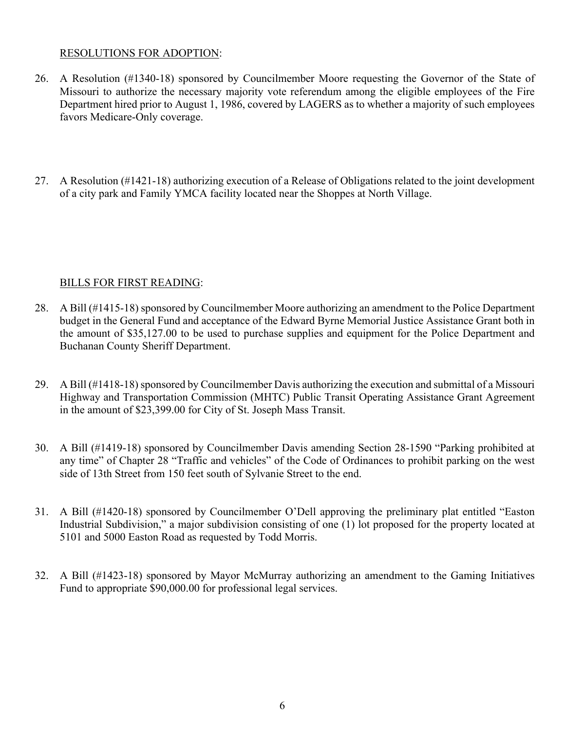RESOLUTIONS FOR ADOPTION:

26. A Resolution (#1340-18) sponsored by Councilmember Moore requesting the Governor of the State of Missouri to authorize the necessary majority vote referendum among the eligible employees of the Fire Department hired prior to August 1, 1986, covered by LAGERS as to whether a majority of such employees favors Medicare-Only coverage.

27. A Resolution (#1421-18) authorizing execution of a Release of Obligations related to the joint development of a city park and Family YMCA facility located near the Shoppes at North Village.

BILLS FOR FIRST READING:

28. A Bill (#1415-18) sponsored by Councilmember Moore authorizing an amendment to the Police Department budget in the General Fund and acceptance of the Edward Byrne Memorial Justice Assistance Grant both in the amount of $35,127.00 to be used to purchase supplies and equipment for the Police Department and Buchanan County Sheriff Department.

29. A Bill (#1418-18) sponsored by Councilmember Davis authorizing the execution and submittal of a Missouri Highway and Transportation Commission (MHTC) Public Transit Operating Assistance Grant Agreement in the amount of $23,399.00 for City of St. Joseph Mass Transit.

30. A Bill (#1419-18) sponsored by Councilmember Davis amending Section 28-1590 "Parking prohibited at any time" of Chapter 28 "Traffic and vehicles" of the Code of Ordinances to prohibit parking on the west side of 13th Street from 150 feet south of Sylvanie Street to the end.

31. A Bill (#1420-18) sponsored by Councilmember O'Dell approving the preliminary plat entitled "Easton Industrial Subdivision," a major subdivision consisting of one (1) lot proposed for the property located at 5101 and 5000 Easton Road as requested by Todd Morris.

32. A Bill (#1423-18) sponsored by Mayor McMurray authorizing an amendment to the Gaming Initiatives Fund to appropriate $90,000.00 for professional legal services.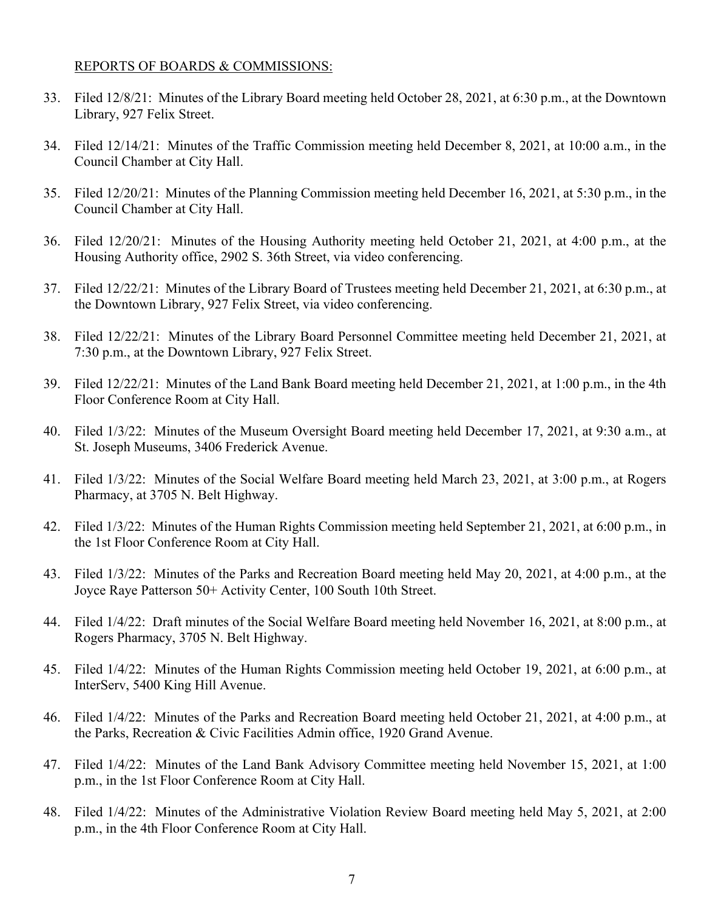REPORTS OF BOARDS & COMMISSIONS:

33. Filed 12/8/21: Minutes of the Library Board meeting held October 28, 2021, at 6:30 p.m., at the Downtown Library, 927 Felix Street.

34. Filed 12/14/21: Minutes of the Traffic Commission meeting held December 8, 2021, at 10:00 a.m., in the Council Chamber at City Hall.

35. Filed 12/20/21: Minutes of the Planning Commission meeting held December 16, 2021, at 5:30 p.m., in the Council Chamber at City Hall.

36. Filed 12/20/21: Minutes of the Housing Authority meeting held October 21, 2021, at 4:00 p.m., at the Housing Authority office, 2902 S. 36th Street, via video conferencing.

37. Filed 12/22/21: Minutes of the Library Board of Trustees meeting held December 21, 2021, at 6:30 p.m., at the Downtown Library, 927 Felix Street, via video conferencing.

38. Filed 12/22/21: Minutes of the Library Board Personnel Committee meeting held December 21, 2021, at 7:30 p.m., at the Downtown Library, 927 Felix Street.

39. Filed 12/22/21: Minutes of the Land Bank Board meeting held December 21, 2021, at 1:00 p.m., in the 4th Floor Conference Room at City Hall.

40. Filed 1/3/22: Minutes of the Museum Oversight Board meeting held December 17, 2021, at 9:30 a.m., at St. Joseph Museums, 3406 Frederick Avenue.

41. Filed 1/3/22: Minutes of the Social Welfare Board meeting held March 23, 2021, at 3:00 p.m., at Rogers Pharmacy, at 3705 N. Belt Highway.

42. Filed 1/3/22: Minutes of the Human Rights Commission meeting held September 21, 2021, at 6:00 p.m., in the 1st Floor Conference Room at City Hall.

43. Filed 1/3/22: Minutes of the Parks and Recreation Board meeting held May 20, 2021, at 4:00 p.m., at the Joyce Raye Patterson 50+ Activity Center, 100 South 10th Street.

44. Filed 1/4/22: Draft minutes of the Social Welfare Board meeting held November 16, 2021, at 8:00 p.m., at Rogers Pharmacy, 3705 N. Belt Highway.

45. Filed 1/4/22: Minutes of the Human Rights Commission meeting held October 19, 2021, at 6:00 p.m., at InterServ, 5400 King Hill Avenue.

46. Filed 1/4/22: Minutes of the Parks and Recreation Board meeting held October 21, 2021, at 4:00 p.m., at the Parks, Recreation & Civic Facilities Admin office, 1920 Grand Avenue.

47. Filed 1/4/22: Minutes of the Land Bank Advisory Committee meeting held November 15, 2021, at 1:00 p.m., in the 1st Floor Conference Room at City Hall.

48. Filed 1/4/22: Minutes of the Administrative Violation Review Board meeting held May 5, 2021, at 2:00 p.m., in the 4th Floor Conference Room at City Hall.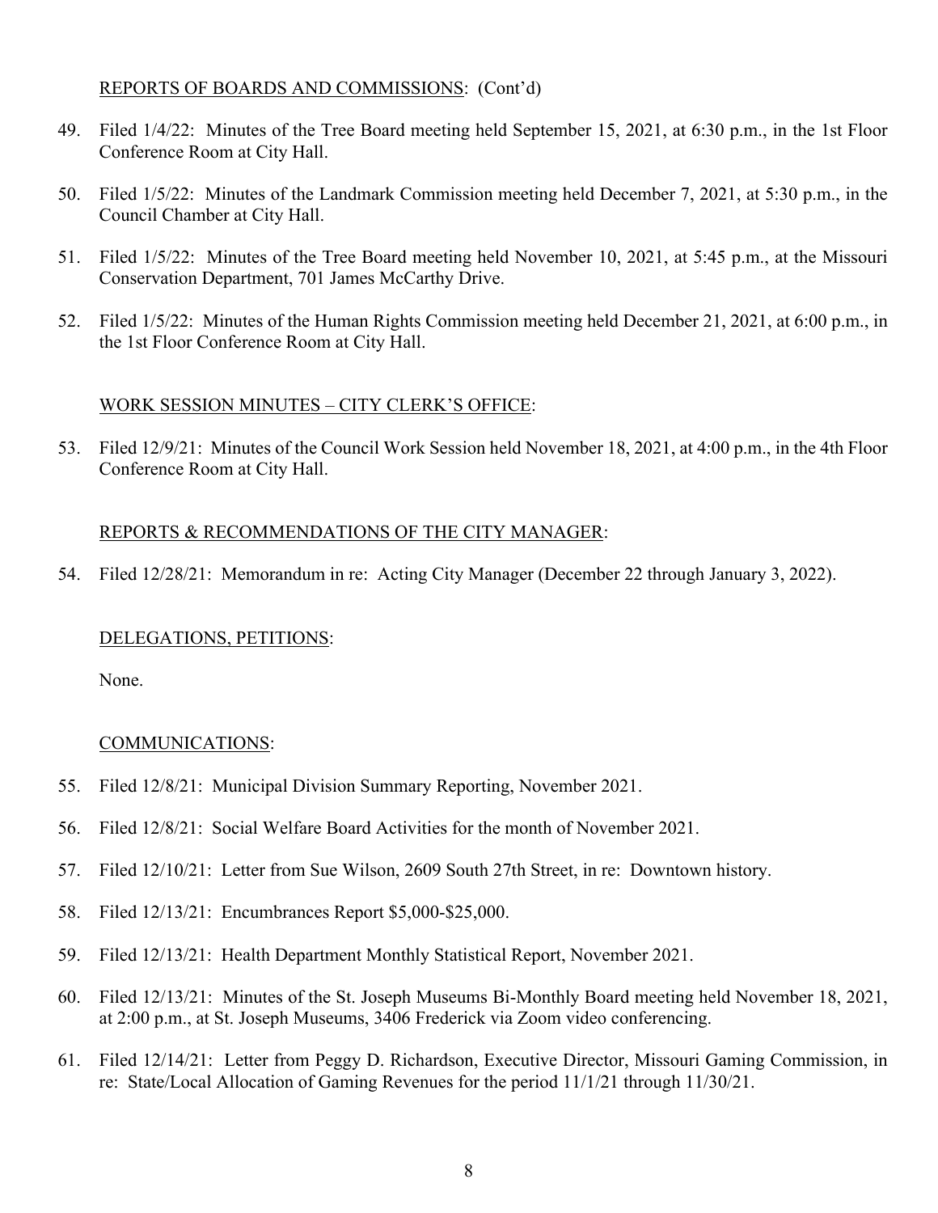REPORTS OF BOARDS AND COMMISSIONS: (Cont'd)

49. Filed 1/4/22: Minutes of the Tree Board meeting held September 15, 2021, at 6:30 p.m., in the 1st Floor Conference Room at City Hall.

50. Filed 1/5/22: Minutes of the Landmark Commission meeting held December 7, 2021, at 5:30 p.m., in the Council Chamber at City Hall.

51. Filed 1/5/22: Minutes of the Tree Board meeting held November 10, 2021, at 5:45 p.m., at the Missouri Conservation Department, 701 James McCarthy Drive.

52. Filed 1/5/22: Minutes of the Human Rights Commission meeting held December 21, 2021, at 6:00 p.m., in the 1st Floor Conference Room at City Hall.

WORK SESSION MINUTES – CITY CLERK'S OFFICE:

53. Filed 12/9/21: Minutes of the Council Work Session held November 18, 2021, at 4:00 p.m., in the 4th Floor Conference Room at City Hall.

REPORTS & RECOMMENDATIONS OF THE CITY MANAGER:

54. Filed 12/28/21: Memorandum in re: Acting City Manager (December 22 through January 3, 2022).

DELEGATIONS, PETITIONS:

None.

COMMUNICATIONS:

55. Filed 12/8/21: Municipal Division Summary Reporting, November 2021.

56. Filed 12/8/21: Social Welfare Board Activities for the month of November 2021.

57. Filed 12/10/21: Letter from Sue Wilson, 2609 South 27th Street, in re: Downtown history.

58. Filed 12/13/21: Encumbrances Report $5,000-$25,000.

59. Filed 12/13/21: Health Department Monthly Statistical Report, November 2021.

60. Filed 12/13/21: Minutes of the St. Joseph Museums Bi-Monthly Board meeting held November 18, 2021, at 2:00 p.m., at St. Joseph Museums, 3406 Frederick via Zoom video conferencing.

61. Filed 12/14/21: Letter from Peggy D. Richardson, Executive Director, Missouri Gaming Commission, in re: State/Local Allocation of Gaming Revenues for the period 11/1/21 through 11/30/21.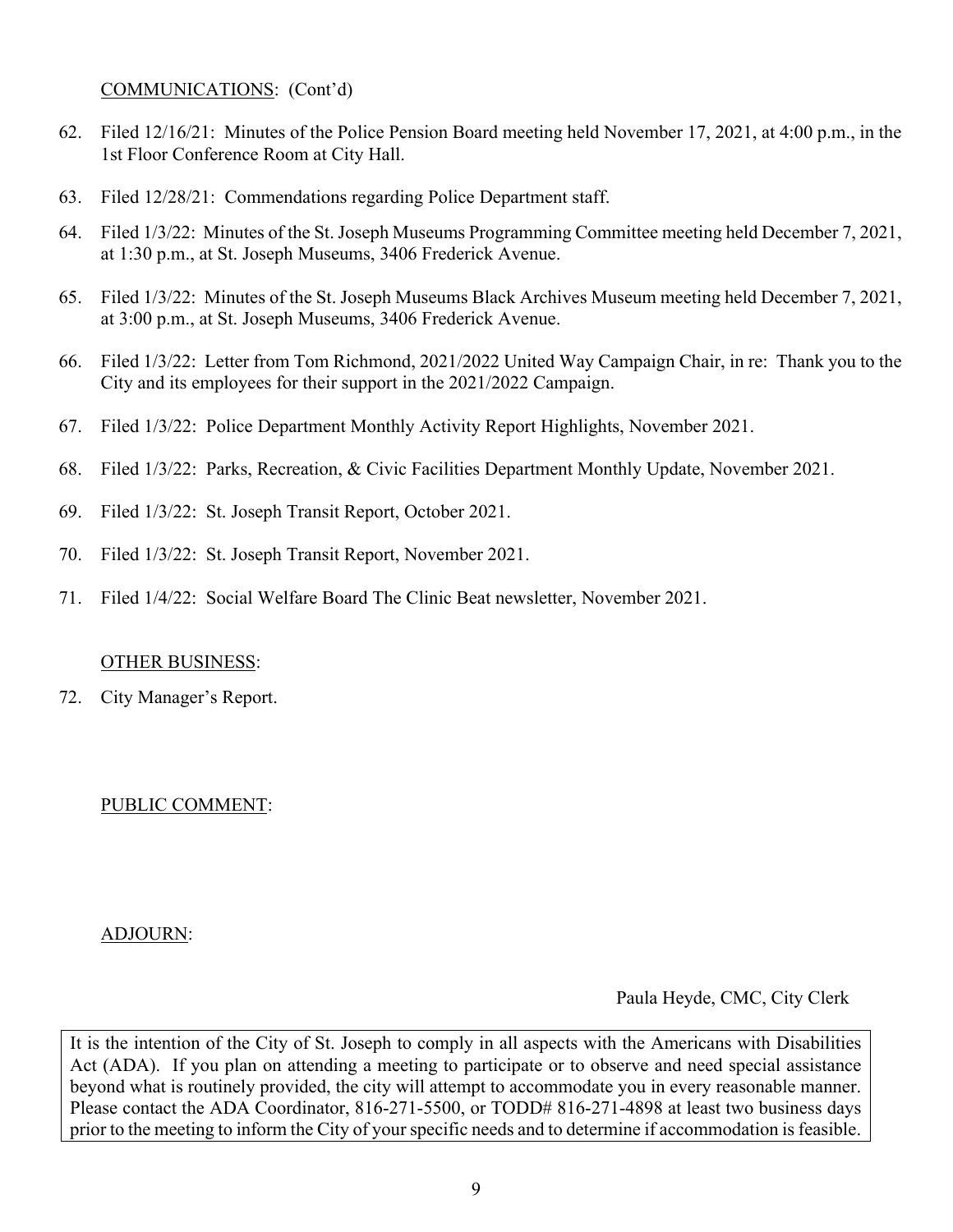<u>COMMUNICATIONS</u>: (Cont'd)

62. Filed 12/16/21: Minutes of the Police Pension Board meeting held November 17, 2021, at 4:00 p.m., in the 1st Floor Conference Room at City Hall.

63. Filed 12/28/21: Commendations regarding Police Department staff.

64. Filed 1/3/22: Minutes of the St. Joseph Museums Programming Committee meeting held December 7, 2021, at 1:30 p.m., at St. Joseph Museums, 3406 Frederick Avenue.

65. Filed 1/3/22: Minutes of the St. Joseph Museums Black Archives Museum meeting held December 7, 2021, at 3:00 p.m., at St. Joseph Museums, 3406 Frederick Avenue.

66. Filed 1/3/22: Letter from Tom Richmond, 2021/2022 United Way Campaign Chair, in re: Thank you to the City and its employees for their support in the 2021/2022 Campaign.

67. Filed 1/3/22: Police Department Monthly Activity Report Highlights, November 2021.

68. Filed 1/3/22: Parks, Recreation, & Civic Facilities Department Monthly Update, November 2021.

69. Filed 1/3/22: St. Joseph Transit Report, October 2021.

70. Filed 1/3/22: St. Joseph Transit Report, November 2021.

71. Filed 1/4/22: Social Welfare Board The Clinic Beat newsletter, November 2021.

<u>OTHER BUSINESS</u>:

72. City Manager's Report.

<u>PUBLIC COMMENT</u>:

<u>ADJOURN</u>:

Paula Heyde, CMC, City Clerk

It is the intention of the City of St. Joseph to comply in all aspects with the Americans with Disabilities Act (ADA). If you plan on attending a meeting to participate or to observe and need special assistance beyond what is routinely provided, the city will attempt to accommodate you in every reasonable manner. Please contact the ADA Coordinator, 816-271-5500, or TODD# 816-271-4898 at least two business days prior to the meeting to inform the City of your specific needs and to determine if accommodation is feasible.